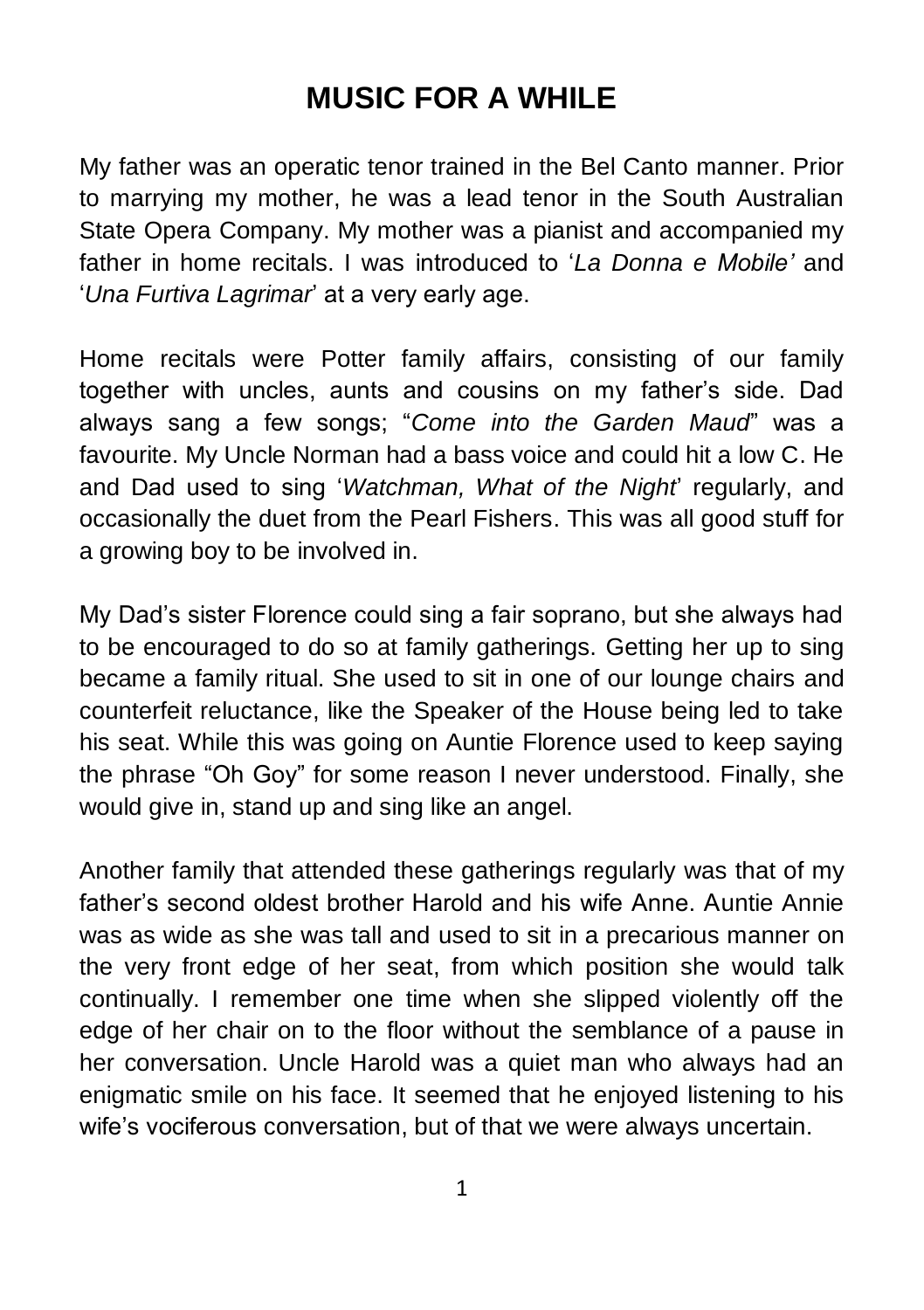# MUSIC FOR A WHILE

My father was an operatic tenor trained in the Bel Canto manner. Prior to marrying my mother, he was a lead tenor in the South Australian State Opera Company. My mother was a pianist and accompanied my father in home recitals. I was introduced to '*La Donna e Mobile'* and '*Una Furtiva Lagrimar*' at a very early age.

Home recitals were Potter family affairs, consisting of our family together with uncles, aunts and cousins on my father's side. Dad always sang a few songs; "*Come into the Garden Maud*" was a favourite. My Uncle Norman had a bass voice and could hit a low C. He and Dad used to sing '*Watchman, What of the Night*' regularly, and occasionally the duet from the Pearl Fishers. This was all good stuff for a growing boy to be involved in.

My Dad's sister Florence could sing a fair soprano, but she always had to be encouraged to do so at family gatherings. Getting her up to sing became a family ritual. She used to sit in one of our lounge chairs and counterfeit reluctance, like the Speaker of the House being led to take his seat. While this was going on Auntie Florence used to keep saying the phrase "Oh Goy" for some reason I never understood. Finally, she would give in, stand up and sing like an angel.

Another family that attended these gatherings regularly was that of my father's second oldest brother Harold and his wife Anne. Auntie Annie was as wide as she was tall and used to sit in a precarious manner on the very front edge of her seat, from which position she would talk continually. I remember one time when she slipped violently off the edge of her chair on to the floor without the semblance of a pause in her conversation. Uncle Harold was a quiet man who always had an enigmatic smile on his face. It seemed that he enjoyed listening to his wife's vociferous conversation, but of that we were always uncertain.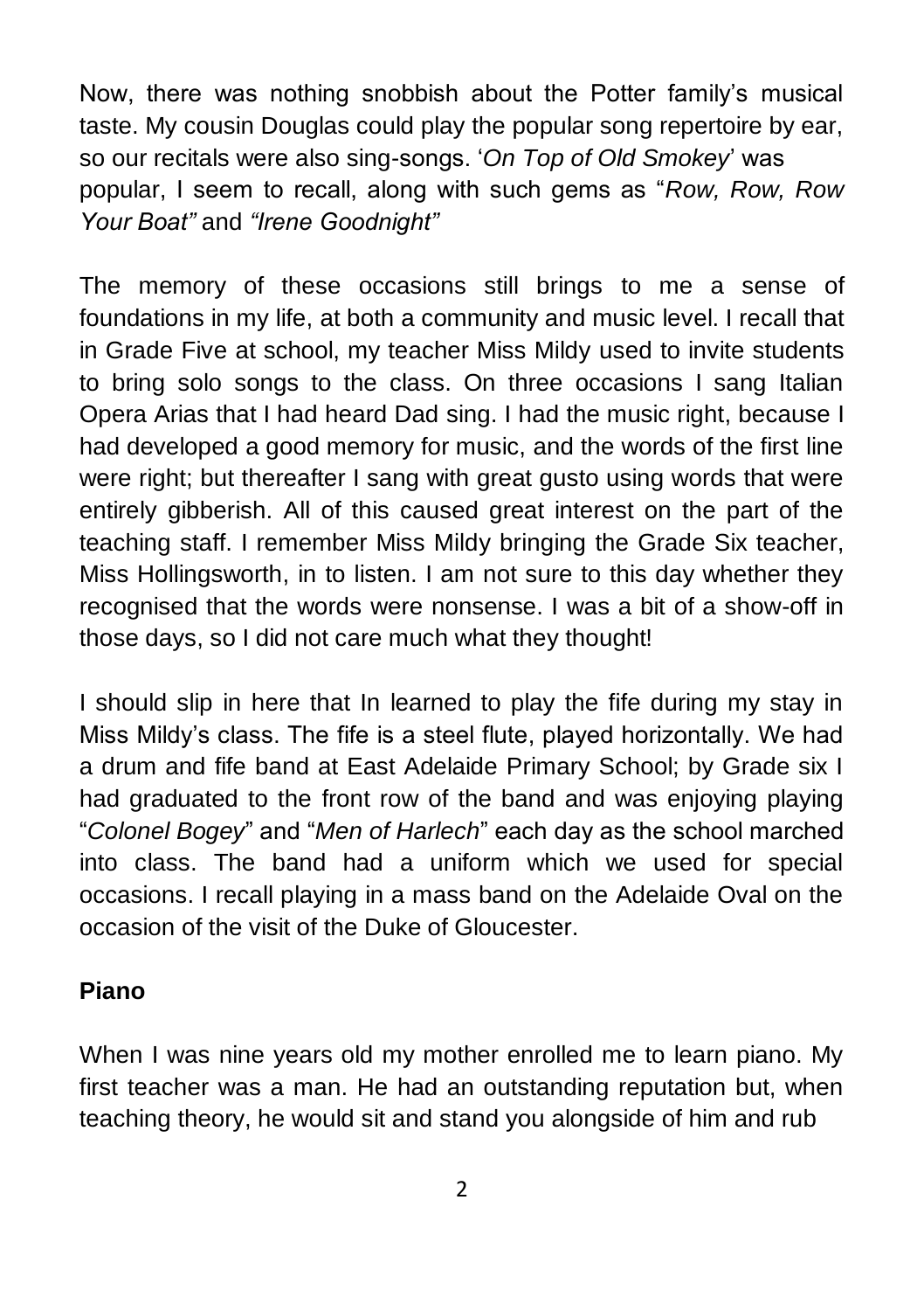Now, there was nothing snobbish about the Potter family's musical taste. My cousin Douglas could play the popular song repertoire by ear, so our recitals were also sing-songs. '*On Top of Old Smokey*' was popular, I seem to recall, along with such gems as "*Row, Row, Row Your Boat"* and *"Irene Goodnight"*

The memory of these occasions still brings to me a sense of foundations in my life, at both a community and music level. I recall that in Grade Five at school, my teacher Miss Mildy used to invite students to bring solo songs to the class. On three occasions I sang Italian Opera Arias that I had heard Dad sing. I had the music right, because I had developed a good memory for music, and the words of the first line were right; but thereafter I sang with great gusto using words that were entirely gibberish. All of this caused great interest on the part of the teaching staff. I remember Miss Mildy bringing the Grade Six teacher, Miss Hollingsworth, in to listen. I am not sure to this day whether they recognised that the words were nonsense. I was a bit of a show-off in those days, so I did not care much what they thought!

I should slip in here that In learned to play the fife during my stay in Miss Mildy's class. The fife is a steel flute, played horizontally. We had a drum and fife band at East Adelaide Primary School; by Grade six I had graduated to the front row of the band and was enjoying playing "*Colonel Bogey*" and "*Men of Harlech*" each day as the school marched into class. The band had a uniform which we used for special occasions. I recall playing in a mass band on the Adelaide Oval on the occasion of the visit of the Duke of Gloucester.

## Piano

When I was nine years old my mother enrolled me to learn piano. My first teacher was a man. He had an outstanding reputation but, when teaching theory, he would sit and stand you alongside of him and rub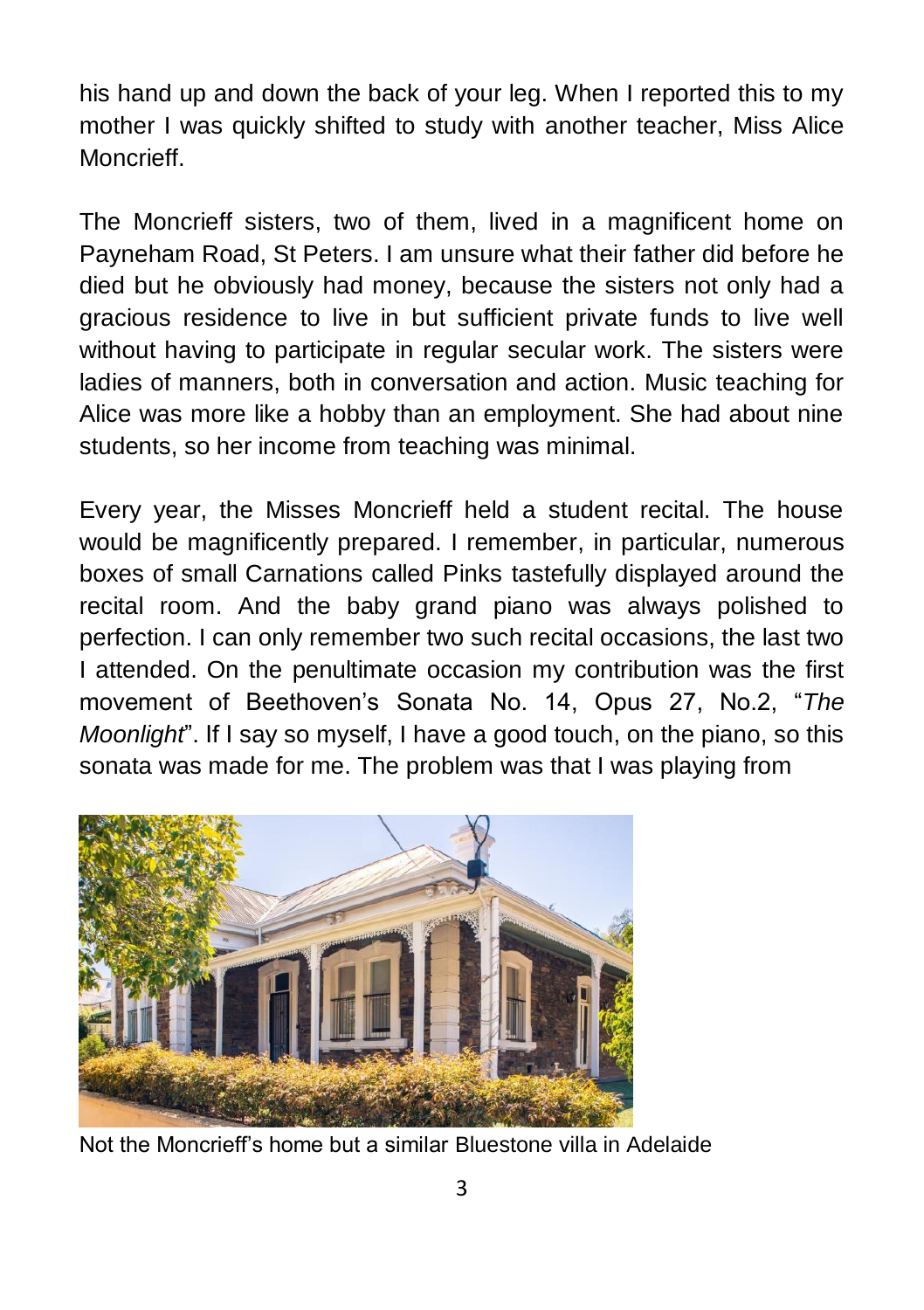his hand up and down the back of your leg. When I reported this to my mother I was quickly shifted to study with another teacher, Miss Alice Moncrieff.

The Moncrieff sisters, two of them, lived in a magnificent home on Payneham Road, St Peters. I am unsure what their father did before he died but he obviously had money, because the sisters not only had a gracious residence to live in but sufficient private funds to live well without having to participate in regular secular work. The sisters were ladies of manners, both in conversation and action. Music teaching for Alice was more like a hobby than an employment. She had about nine students, so her income from teaching was minimal.

Every year, the Misses Moncrieff held a student recital. The house would be magnificently prepared. I remember, in particular, numerous boxes of small Carnations called Pinks tastefully displayed around the recital room. And the baby grand piano was always polished to perfection. I can only remember two such recital occasions, the last two I attended. On the penultimate occasion my contribution was the first movement of Beethoven's Sonata No. 14, Opus 27, No.2, "*The Moonlight*". If I say so myself, I have a good touch, on the piano, so this sonata was made for me. The problem was that I was playing from

Not the Moncrieff's home but a similar Bluestone villa in Adelaide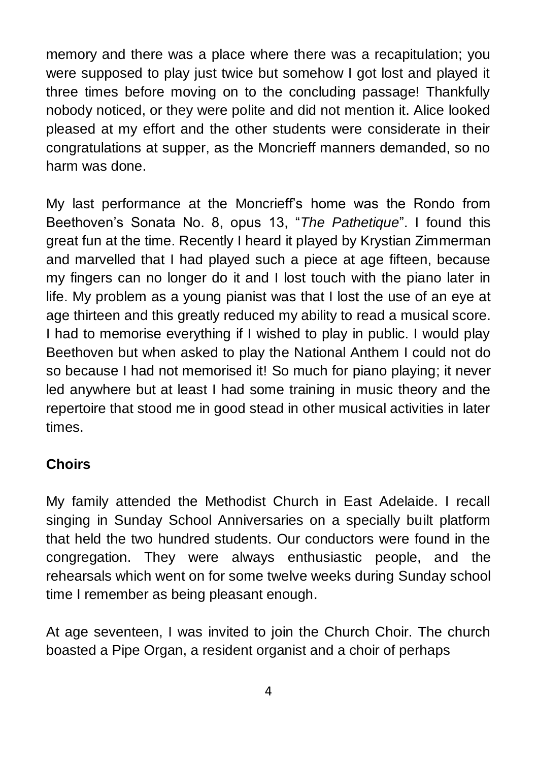memory and there was a place where there was a recapitulation; you were supposed to play just twice but somehow I got lost and played it three times before moving on to the concluding passage! Thankfully nobody noticed, or they were polite and did not mention it. Alice looked pleased at my effort and the other students were considerate in their congratulations at supper, as the Moncrieff manners demanded, so no harm was done.

My last performance at the Moncrieff's home was the Rondo from Beethoven's Sonata No. 8, opus 13, "*The Pathetique*". I found this great fun at the time. Recently I heard it played by Krystian Zimmerman and marvelled that I had played such a piece at age fifteen, because my fingers can no longer do it and I lost touch with the piano later in life. My problem as a young pianist was that I lost the use of an eye at age thirteen and this greatly reduced my ability to read a musical score. I had to memorise everything if I wished to play in public. I would play Beethoven but when asked to play the National Anthem I could not do so because I had not memorised it! So much for piano playing; it never led anywhere but at least I had some training in music theory and the repertoire that stood me in good stead in other musical activities in later times.

## Choirs

My family attended the Methodist Church in East Adelaide. I recall singing in Sunday School Anniversaries on a specially built platform that held the two hundred students. Our conductors were found in the congregation. They were always enthusiastic people, and the rehearsals which went on for some twelve weeks during Sunday school time I remember as being pleasant enough.

At age seventeen, I was invited to join the Church Choir. The church boasted a Pipe Organ, a resident organist and a choir of perhaps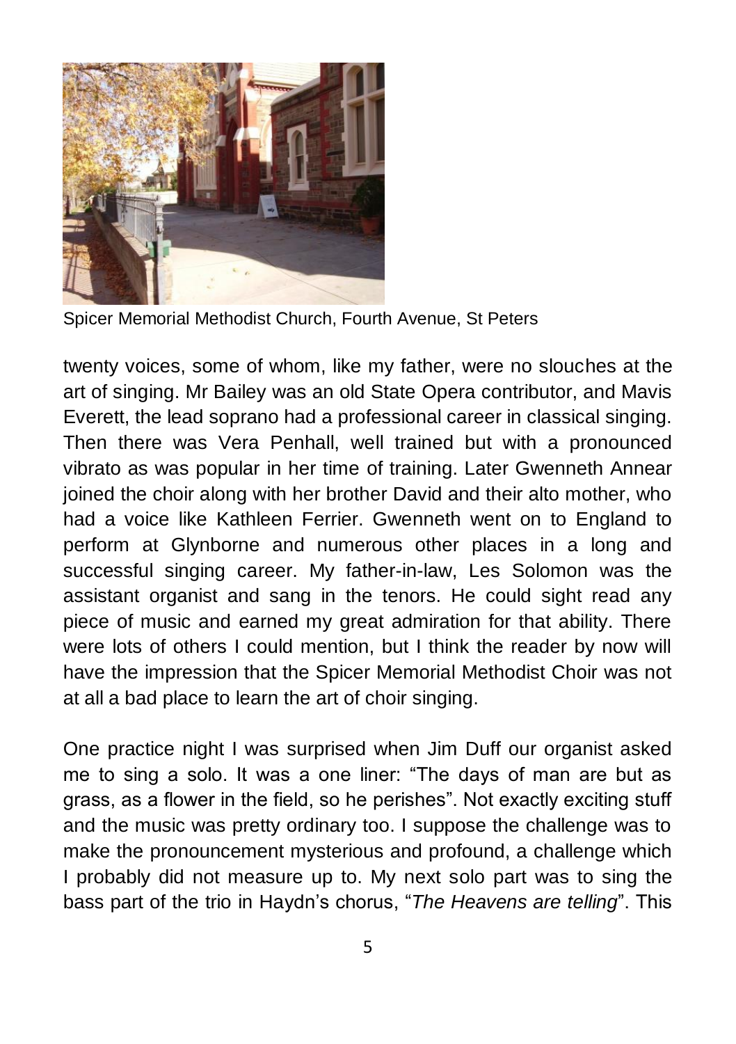Spicer Memorial Methodist Church, Fourth Avenue, St Peters

twenty voices, some of whom, like my father, were no slouches at the art of singing. Mr Bailey was an old State Opera contributor, and Mavis Everett, the lead soprano had a professional career in classical singing. Then there was Vera Penhall, well trained but with a pronounced vibrato as was popular in her time of training. Later Gwenneth Annear joined the choir along with her brother David and their alto mother, who had a voice like Kathleen Ferrier. Gwenneth went on to England to perform at Glynborne and numerous other places in a long and successful singing career. My father-in-law, Les Solomon was the assistant organist and sang in the tenors. He could sight read any piece of music and earned my great admiration for that ability. There were lots of others I could mention, but I think the reader by now will have the impression that the Spicer Memorial Methodist Choir was not at all a bad place to learn the art of choir singing.

One practice night I was surprised when Jim Duff our organist asked me to sing a solo. It was a one liner: "The days of man are but as grass, as a flower in the field, so he perishes". Not exactly exciting stuff and the music was pretty ordinary too. I suppose the challenge was to make the pronouncement mysterious and profound, a challenge which I probably did not measure up to. My next solo part was to sing the bass part of the trio in Haydn's chorus, "*The Heavens are telling*". This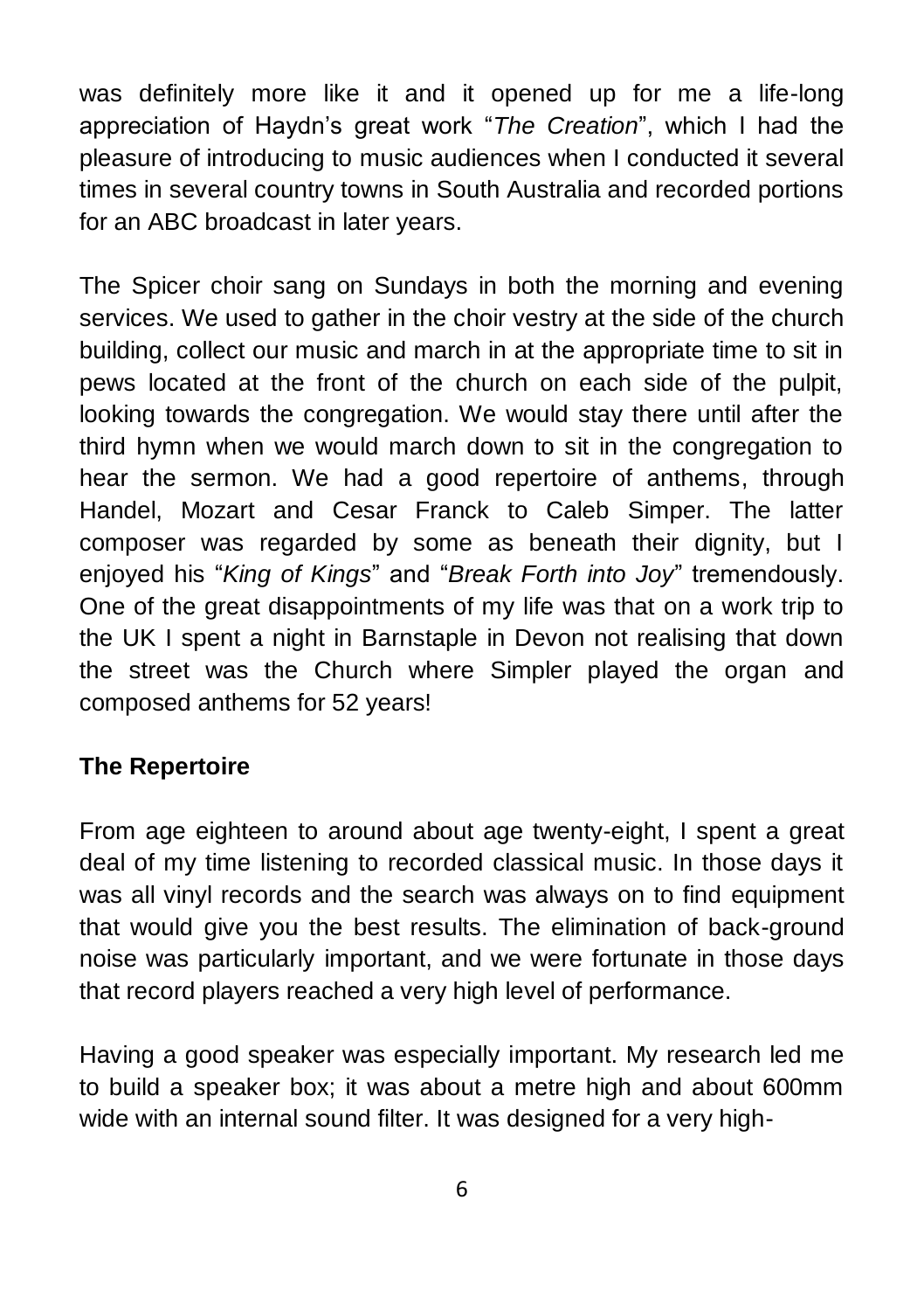was definitely more like it and it opened up for me a life-long appreciation of Haydn's great work "*The Creation*", which I had the pleasure of introducing to music audiences when I conducted it several times in several country towns in South Australia and recorded portions for an ABC broadcast in later years.

The Spicer choir sang on Sundays in both the morning and evening services. We used to gather in the choir vestry at the side of the church building, collect our music and march in at the appropriate time to sit in pews located at the front of the church on each side of the pulpit, looking towards the congregation. We would stay there until after the third hymn when we would march down to sit in the congregation to hear the sermon. We had a good repertoire of anthems, through Handel, Mozart and Cesar Franck to Caleb Simper. The latter composer was regarded by some as beneath their dignity, but I enjoyed his "*King of Kings*" and "*Break Forth into Joy*" tremendously. One of the great disappointments of my life was that on a work trip to the UK I spent a night in Barnstaple in Devon not realising that down the street was the Church where Simpler played the organ and composed anthems for 52 years!

**The Repertoire**

From age eighteen to around about age twenty-eight, I spent a great deal of my time listening to recorded classical music. In those days it was all vinyl records and the search was always on to find equipment that would give you the best results. The elimination of back-ground noise was particularly important, and we were fortunate in those days that record players reached a very high level of performance.

Having a good speaker was especially important. My research led me to build a speaker box; it was about a metre high and about 600mm wide with an internal sound filter. It was designed for a very high-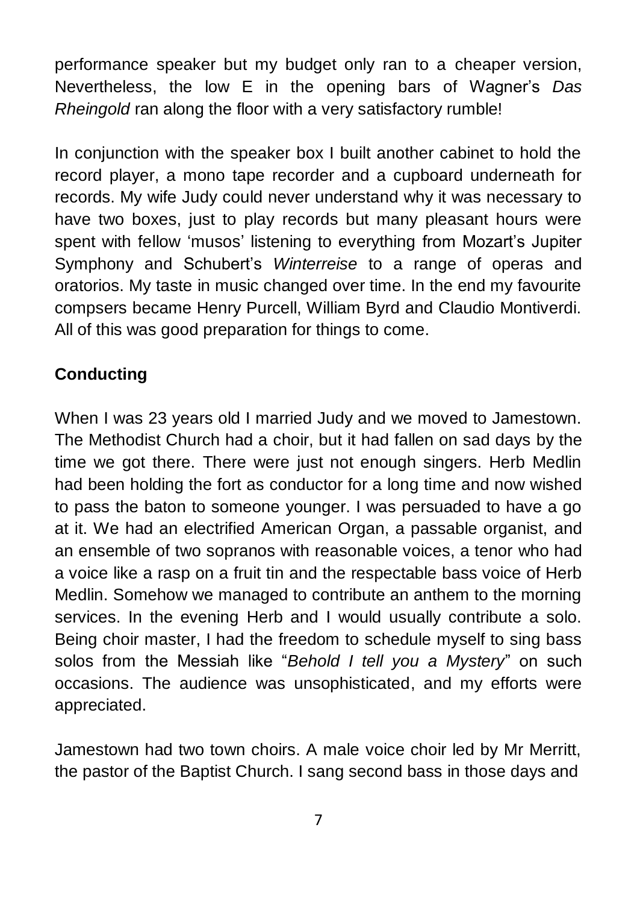performance speaker but my budget only ran to a cheaper version, Nevertheless, the low E in the opening bars of Wagner's *Das Rheingold* ran along the floor with a very satisfactory rumble!

In conjunction with the speaker box I built another cabinet to hold the record player, a mono tape recorder and a cupboard underneath for records. My wife Judy could never understand why it was necessary to have two boxes, just to play records but many pleasant hours were spent with fellow 'musos' listening to everything from Mozart's Jupiter Symphony and Schubert's *Winterreise* to a range of operas and oratorios. My taste in music changed over time. In the end my favourite compsers became Henry Purcell, William Byrd and Claudio Montiverdi. All of this was good preparation for things to come.

## Conducting

When I was 23 years old I married Judy and we moved to Jamestown. The Methodist Church had a choir, but it had fallen on sad days by the time we got there. There were just not enough singers. Herb Medlin had been holding the fort as conductor for a long time and now wished to pass the baton to someone younger. I was persuaded to have a go at it. We had an electrified American Organ, a passable organist, and an ensemble of two sopranos with reasonable voices, a tenor who had a voice like a rasp on a fruit tin and the respectable bass voice of Herb Medlin. Somehow we managed to contribute an anthem to the morning services. In the evening Herb and I would usually contribute a solo. Being choir master, I had the freedom to schedule myself to sing bass solos from the Messiah like "*Behold I tell you a Mystery*" on such occasions. The audience was unsophisticated, and my efforts were appreciated.

Jamestown had two town choirs. A male voice choir led by Mr Merritt, the pastor of the Baptist Church. I sang second bass in those days and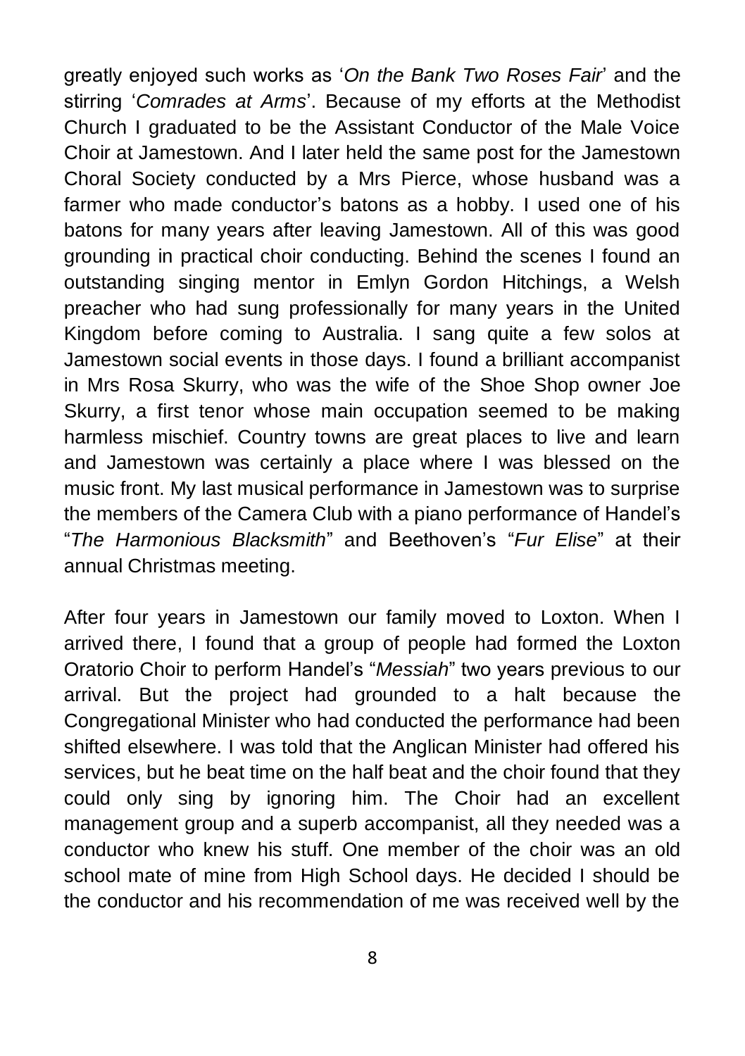greatly enjoyed such works as '*On the Bank Two Roses Fair*' and the stirring '*Comrades at Arms*'. Because of my efforts at the Methodist Church I graduated to be the Assistant Conductor of the Male Voice Choir at Jamestown. And I later held the same post for the Jamestown Choral Society conducted by a Mrs Pierce, whose husband was a farmer who made conductor's batons as a hobby. I used one of his batons for many years after leaving Jamestown. All of this was good grounding in practical choir conducting. Behind the scenes I found an outstanding singing mentor in Emlyn Gordon Hitchings, a Welsh preacher who had sung professionally for many years in the United Kingdom before coming to Australia. I sang quite a few solos at Jamestown social events in those days. I found a brilliant accompanist in Mrs Rosa Skurry, who was the wife of the Shoe Shop owner Joe Skurry, a first tenor whose main occupation seemed to be making harmless mischief. Country towns are great places to live and learn and Jamestown was certainly a place where I was blessed on the music front. My last musical performance in Jamestown was to surprise the members of the Camera Club with a piano performance of Handel's "*The Harmonious Blacksmith*" and Beethoven's "*Fur Elise*" at their annual Christmas meeting.

After four years in Jamestown our family moved to Loxton. When I arrived there, I found that a group of people had formed the Loxton Oratorio Choir to perform Handel's "*Messiah*" two years previous to our arrival. But the project had grounded to a halt because the Congregational Minister who had conducted the performance had been shifted elsewhere. I was told that the Anglican Minister had offered his services, but he beat time on the half beat and the choir found that they could only sing by ignoring him. The Choir had an excellent management group and a superb accompanist, all they needed was a conductor who knew his stuff. One member of the choir was an old school mate of mine from High School days. He decided I should be the conductor and his recommendation of me was received well by the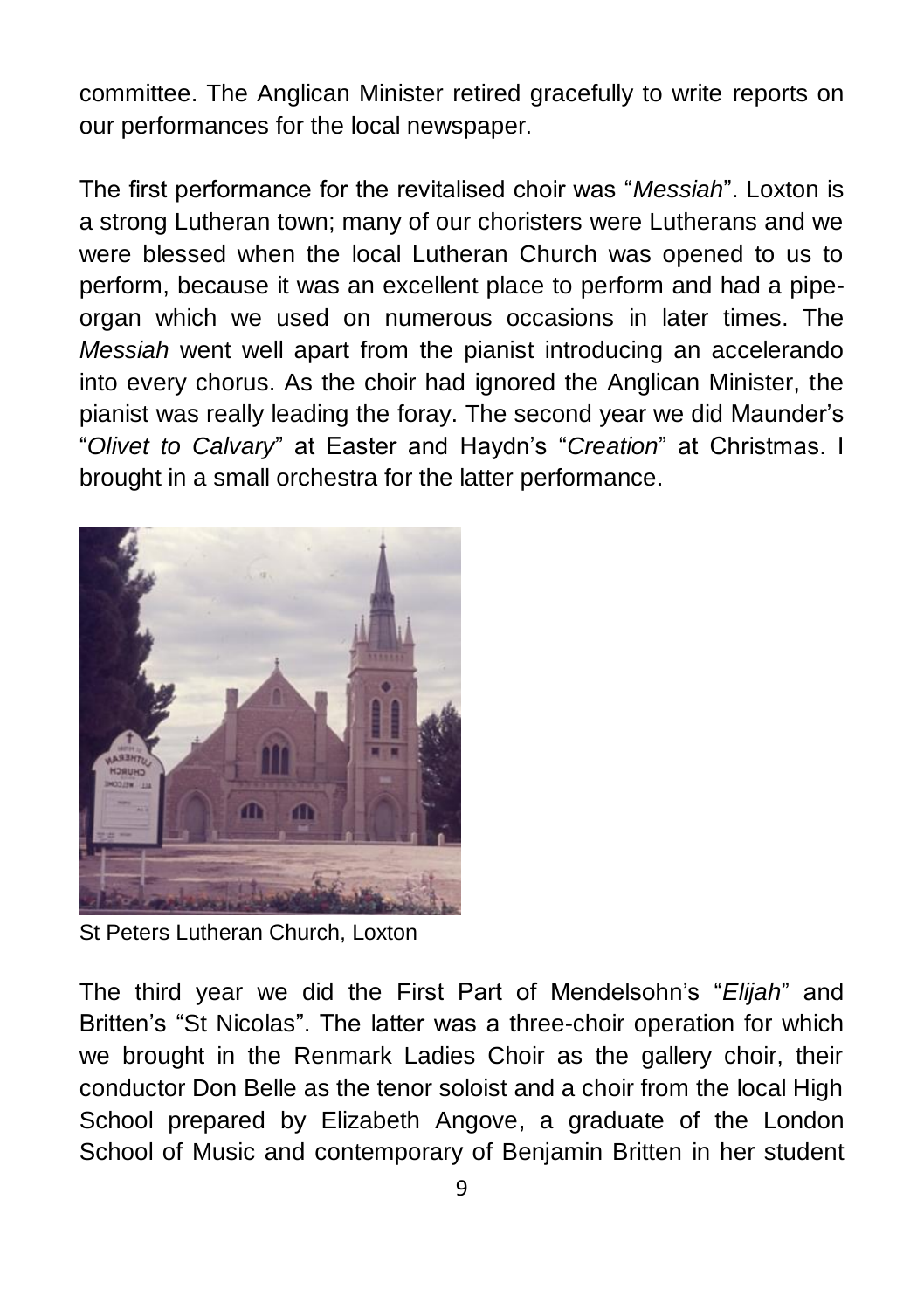committee. The Anglican Minister retired gracefully to write reports on our performances for the local newspaper.

The first performance for the revitalised choir was "*Messiah*". Loxton is a strong Lutheran town; many of our choristers were Lutherans and we were blessed when the local Lutheran Church was opened to us to perform, because it was an excellent place to perform and had a pipe-organ which we used on numerous occasions in later times. The *Messiah* went well apart from the pianist introducing an accelerando into every chorus. As the choir had ignored the Anglican Minister, the pianist was really leading the foray. The second year we did Maunder's "*Olivet to Calvary*" at Easter and Haydn's "*Creation*" at Christmas. I brought in a small orchestra for the latter performance.

St Peters Lutheran Church, Loxton

The third year we did the First Part of Mendelsohn's "*Elijah*" and Britten's "St Nicolas". The latter was a three-choir operation for which we brought in the Renmark Ladies Choir as the gallery choir, their conductor Don Belle as the tenor soloist and a choir from the local High School prepared by Elizabeth Angove, a graduate of the London School of Music and contemporary of Benjamin Britten in her student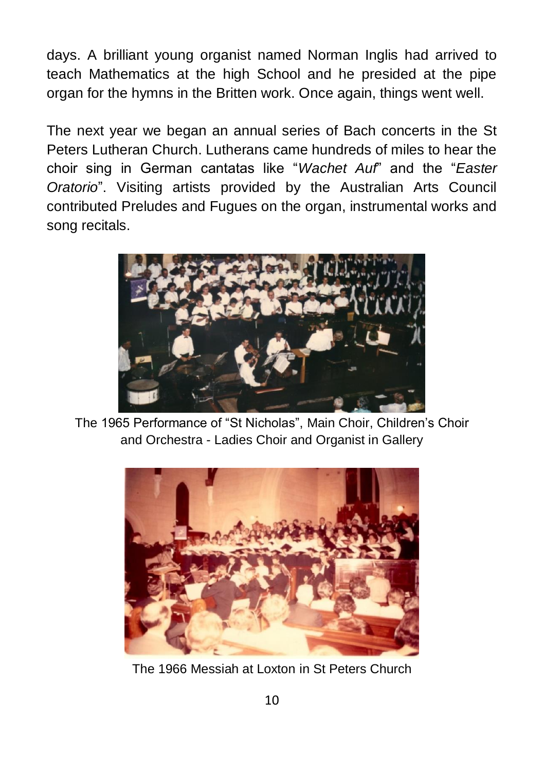days. A brilliant young organist named Norman Inglis had arrived to teach Mathematics at the high School and he presided at the pipe organ for the hymns in the Britten work. Once again, things went well.

The next year we began an annual series of Bach concerts in the St Peters Lutheran Church. Lutherans came hundreds of miles to hear the choir sing in German cantatas like "*Wachet Auf*" and the "*Easter Oratorio*". Visiting artists provided by the Australian Arts Council contributed Preludes and Fugues on the organ, instrumental works and song recitals.

The 1965 Performance of "St Nicholas", Main Choir, Children's Choir and Orchestra - Ladies Choir and Organist in Gallery

The 1966 Messiah at Loxton in St Peters Church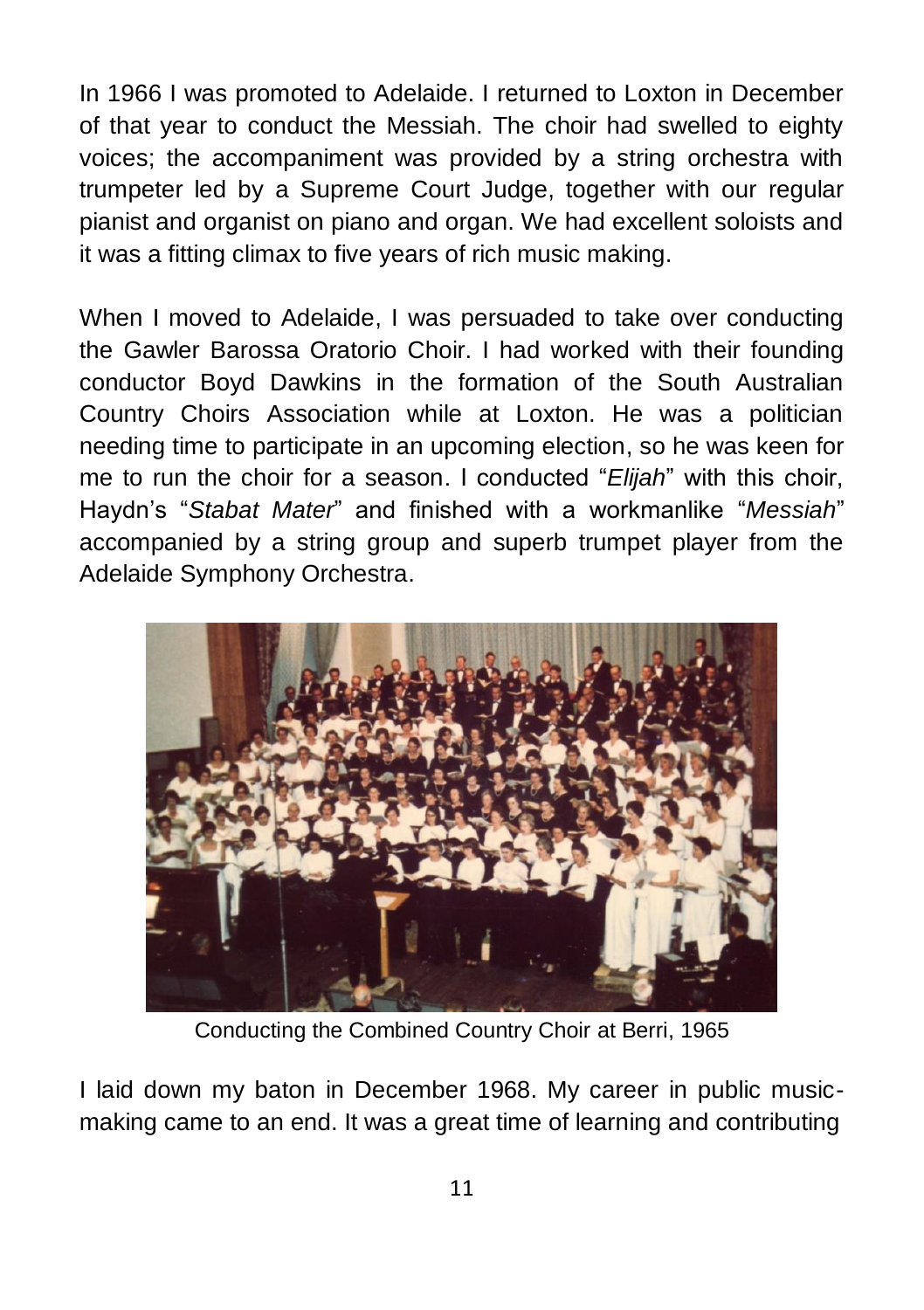In 1966 I was promoted to Adelaide. I returned to Loxton in December of that year to conduct the Messiah. The choir had swelled to eighty voices; the accompaniment was provided by a string orchestra with trumpeter led by a Supreme Court Judge, together with our regular pianist and organist on piano and organ. We had excellent soloists and it was a fitting climax to five years of rich music making.

When I moved to Adelaide, I was persuaded to take over conducting the Gawler Barossa Oratorio Choir. I had worked with their founding conductor Boyd Dawkins in the formation of the South Australian Country Choirs Association while at Loxton. He was a politician needing time to participate in an upcoming election, so he was keen for me to run the choir for a season. I conducted "*Elijah*" with this choir, Haydn's "*Stabat Mater*" and finished with a workmanlike "*Messiah*" accompanied by a string group and superb trumpet player from the Adelaide Symphony Orchestra.

Conducting the Combined Country Choir at Berri, 1965

I laid down my baton in December 1968. My career in public music-making came to an end. It was a great time of learning and contributing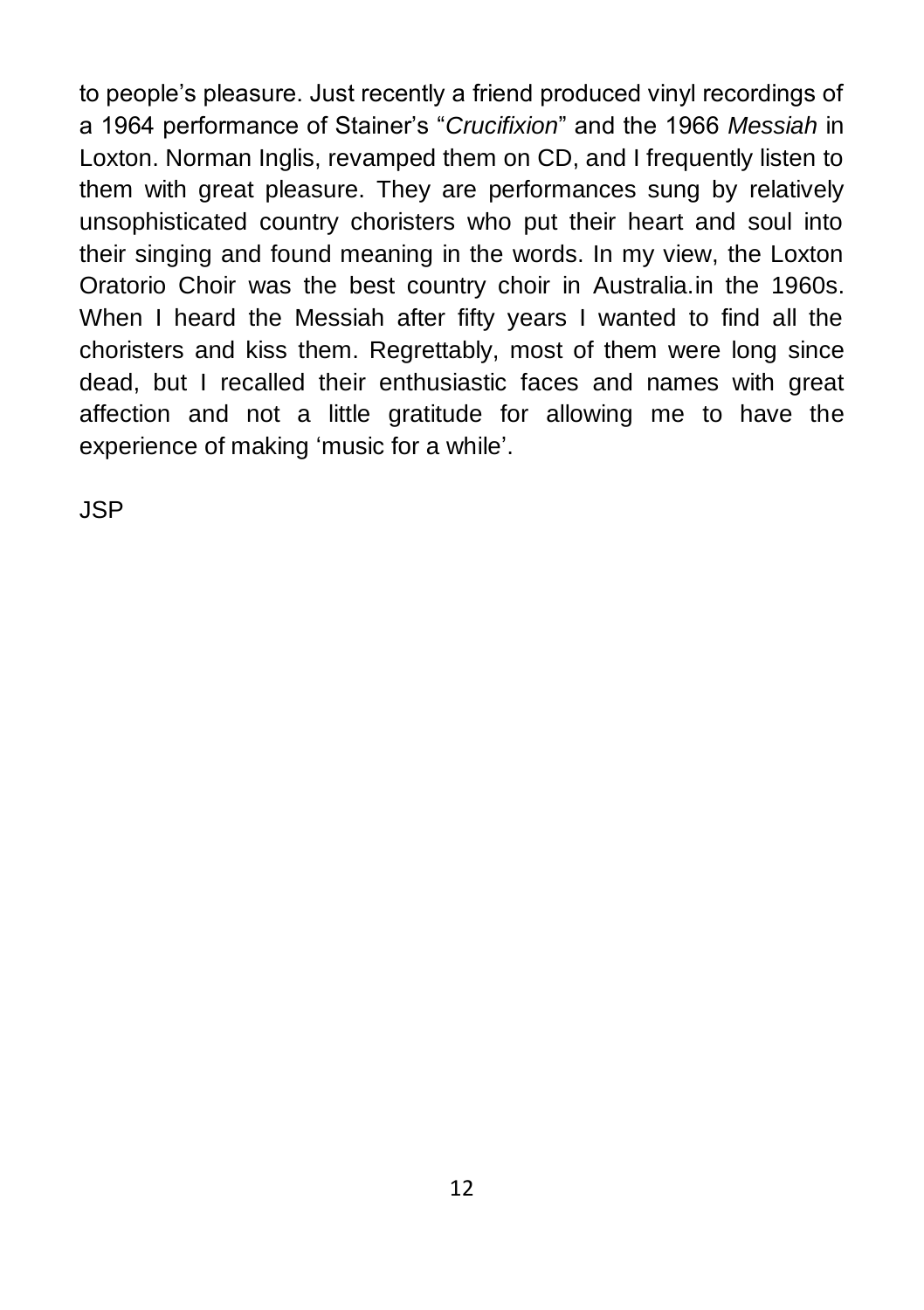to people's pleasure. Just recently a friend produced vinyl recordings of a 1964 performance of Stainer's "*Crucifixion*" and the 1966 *Messiah* in Loxton. Norman Inglis, revamped them on CD, and I frequently listen to them with great pleasure. They are performances sung by relatively unsophisticated country choristers who put their heart and soul into their singing and found meaning in the words. In my view, the Loxton Oratorio Choir was the best country choir in Australia.in the 1960s. When I heard the Messiah after fifty years I wanted to find all the choristers and kiss them. Regrettably, most of them were long since dead, but I recalled their enthusiastic faces and names with great affection and not a little gratitude for allowing me to have the experience of making 'music for a while'.

JSP